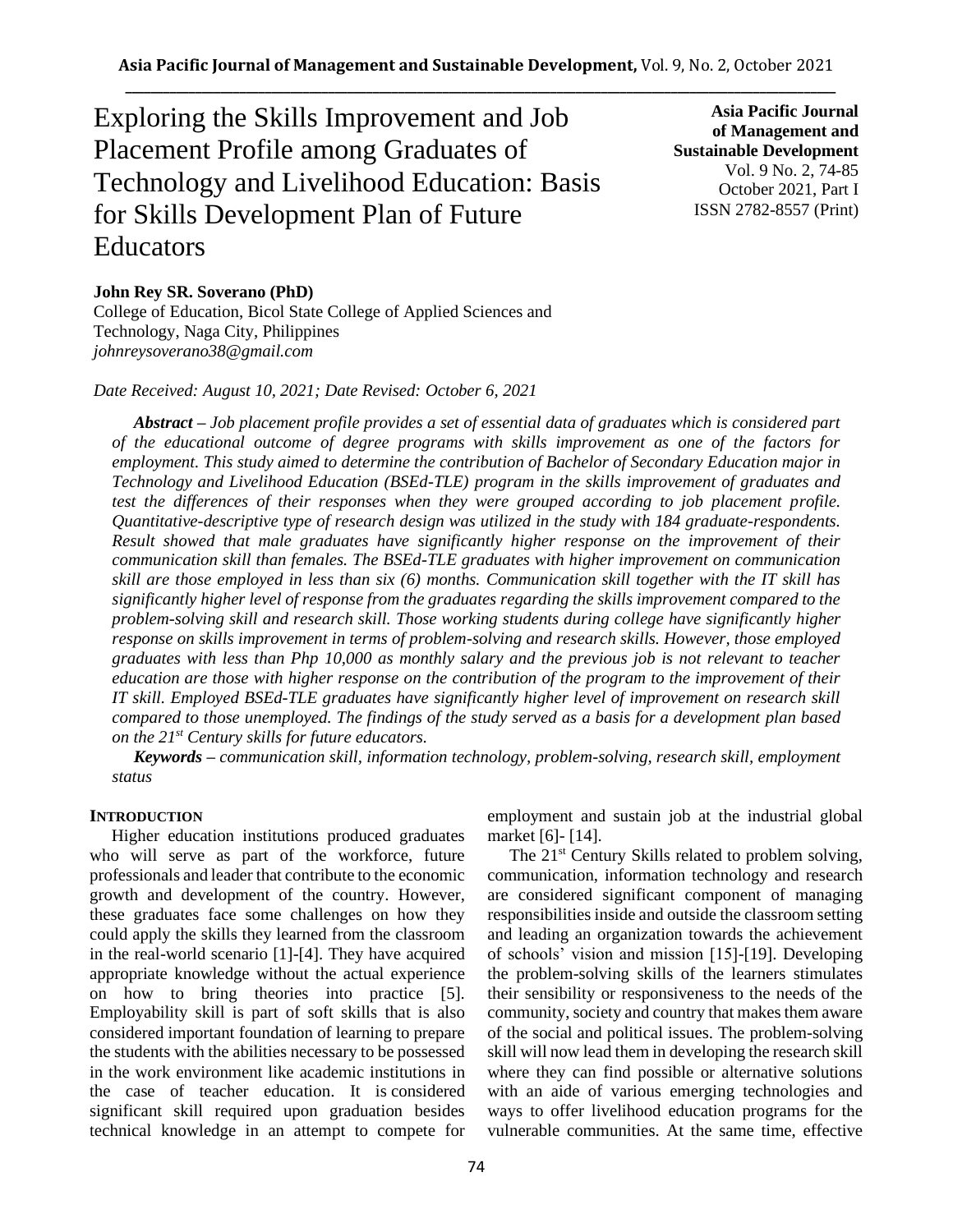# Exploring the Skills Improvement and Job Placement Profile among Graduates of Technology and Livelihood Education: Basis for Skills Development Plan of Future Educators

**Asia Pacific Journal of Management and Sustainable Development**
Vol. 9 No. 2, 74-85
October 2021, Part I
ISSN 2782-8557 (Print)

**John Rey SR. Soverano (PhD)**
College of Education, Bicol State College of Applied Sciences and Technology, Naga City, Philippines
*johnreysoverano38@gmail.com*

*Date Received: August 10, 2021; Date Revised: October 6, 2021*

***Abstract*** *– Job placement profile provides a set of essential data of graduates which is considered part of the educational outcome of degree programs with skills improvement as one of the factors for employment. This study aimed to determine the contribution of Bachelor of Secondary Education major in Technology and Livelihood Education (BSEd-TLE) program in the skills improvement of graduates and test the differences of their responses when they were grouped according to job placement profile. Quantitative-descriptive type of research design was utilized in the study with 184 graduate-respondents. Result showed that male graduates have significantly higher response on the improvement of their communication skill than females. The BSEd-TLE graduates with higher improvement on communication skill are those employed in less than six (6) months. Communication skill together with the IT skill has significantly higher level of response from the graduates regarding the skills improvement compared to the problem-solving skill and research skill. Those working students during college have significantly higher response on skills improvement in terms of problem-solving and research skills. However, those employed graduates with less than Php 10,000 as monthly salary and the previous job is not relevant to teacher education are those with higher response on the contribution of the program to the improvement of their IT skill. Employed BSEd-TLE graduates have significantly higher level of improvement on research skill compared to those unemployed. The findings of the study served as a basis for a development plan based on the 21st Century skills for future educators.*

***Keywords*** *– communication skill, information technology, problem-solving, research skill, employment status*

## INTRODUCTION

Higher education institutions produced graduates who will serve as part of the workforce, future professionals and leader that contribute to the economic growth and development of the country. However, these graduates face some challenges on how they could apply the skills they learned from the classroom in the real-world scenario [1]-[4]. They have acquired appropriate knowledge without the actual experience on how to bring theories into practice [5]. Employability skill is part of soft skills that is also considered important foundation of learning to prepare the students with the abilities necessary to be possessed in the work environment like academic institutions in the case of teacher education. It is considered significant skill required upon graduation besides technical knowledge in an attempt to compete for employment and sustain job at the industrial global market [6]- [14].

The 21st Century Skills related to problem solving, communication, information technology and research are considered significant component of managing responsibilities inside and outside the classroom setting and leading an organization towards the achievement of schools' vision and mission [15]-[19]. Developing the problem-solving skills of the learners stimulates their sensibility or responsiveness to the needs of the community, society and country that makes them aware of the social and political issues. The problem-solving skill will now lead them in developing the research skill where they can find possible or alternative solutions with an aide of various emerging technologies and ways to offer livelihood education programs for the vulnerable communities. At the same time, effective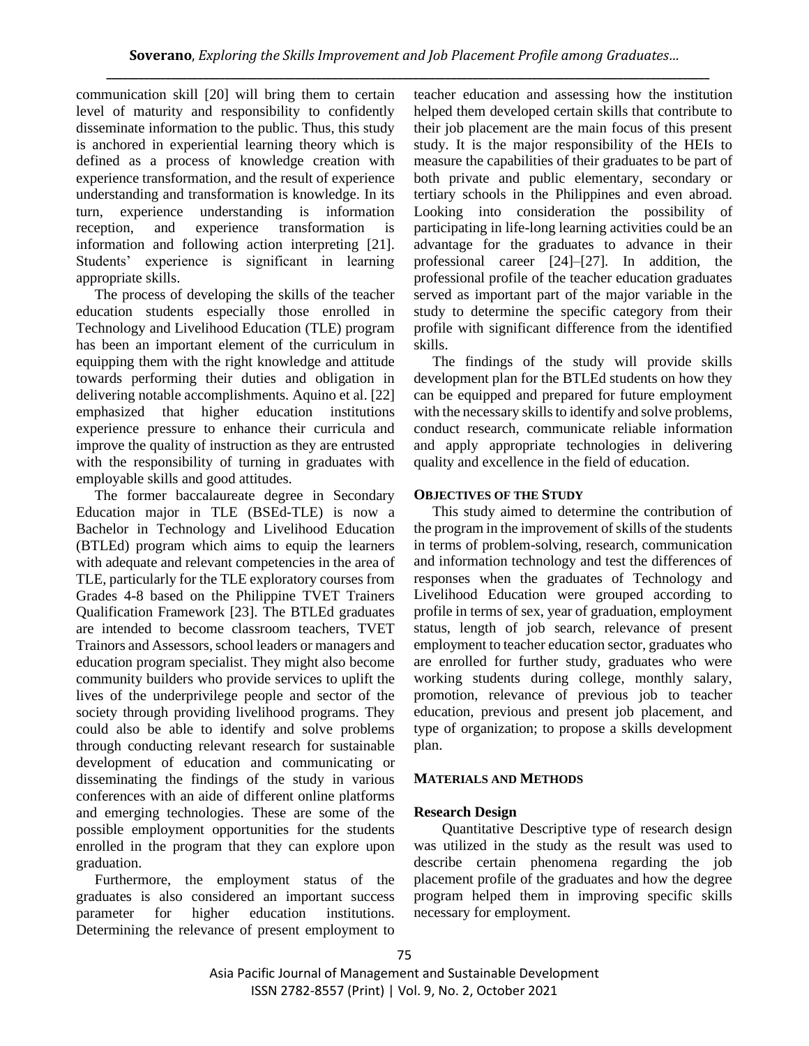communication skill [20] will bring them to certain level of maturity and responsibility to confidently disseminate information to the public. Thus, this study is anchored in experiential learning theory which is defined as a process of knowledge creation with experience transformation, and the result of experience understanding and transformation is knowledge. In its turn, experience understanding is information reception, and experience transformation is information and following action interpreting [21]. Students' experience is significant in learning appropriate skills.

The process of developing the skills of the teacher education students especially those enrolled in Technology and Livelihood Education (TLE) program has been an important element of the curriculum in equipping them with the right knowledge and attitude towards performing their duties and obligation in delivering notable accomplishments. Aquino et al. [22] emphasized that higher education institutions experience pressure to enhance their curricula and improve the quality of instruction as they are entrusted with the responsibility of turning in graduates with employable skills and good attitudes.

The former baccalaureate degree in Secondary Education major in TLE (BSEd-TLE) is now a Bachelor in Technology and Livelihood Education (BTLEd) program which aims to equip the learners with adequate and relevant competencies in the area of TLE, particularly for the TLE exploratory courses from Grades 4-8 based on the Philippine TVET Trainers Qualification Framework [23]. The BTLEd graduates are intended to become classroom teachers, TVET Trainors and Assessors, school leaders or managers and education program specialist. They might also become community builders who provide services to uplift the lives of the underprivilege people and sector of the society through providing livelihood programs. They could also be able to identify and solve problems through conducting relevant research for sustainable development of education and communicating or disseminating the findings of the study in various conferences with an aide of different online platforms and emerging technologies. These are some of the possible employment opportunities for the students enrolled in the program that they can explore upon graduation.

Furthermore, the employment status of the graduates is also considered an important success parameter for higher education institutions. Determining the relevance of present employment to teacher education and assessing how the institution helped them developed certain skills that contribute to their job placement are the main focus of this present study. It is the major responsibility of the HEIs to measure the capabilities of their graduates to be part of both private and public elementary, secondary or tertiary schools in the Philippines and even abroad. Looking into consideration the possibility of participating in life-long learning activities could be an advantage for the graduates to advance in their professional career [24]–[27]. In addition, the professional profile of the teacher education graduates served as important part of the major variable in the study to determine the specific category from their profile with significant difference from the identified skills.

The findings of the study will provide skills development plan for the BTLEd students on how they can be equipped and prepared for future employment with the necessary skills to identify and solve problems, conduct research, communicate reliable information and apply appropriate technologies in delivering quality and excellence in the field of education.

## OBJECTIVES OF THE STUDY

This study aimed to determine the contribution of the program in the improvement of skills of the students in terms of problem-solving, research, communication and information technology and test the differences of responses when the graduates of Technology and Livelihood Education were grouped according to profile in terms of sex, year of graduation, employment status, length of job search, relevance of present employment to teacher education sector, graduates who are enrolled for further study, graduates who were working students during college, monthly salary, promotion, relevance of previous job to teacher education, previous and present job placement, and type of organization; to propose a skills development plan.

## MATERIALS AND METHODS

### Research Design

Quantitative Descriptive type of research design was utilized in the study as the result was used to describe certain phenomena regarding the job placement profile of the graduates and how the degree program helped them in improving specific skills necessary for employment.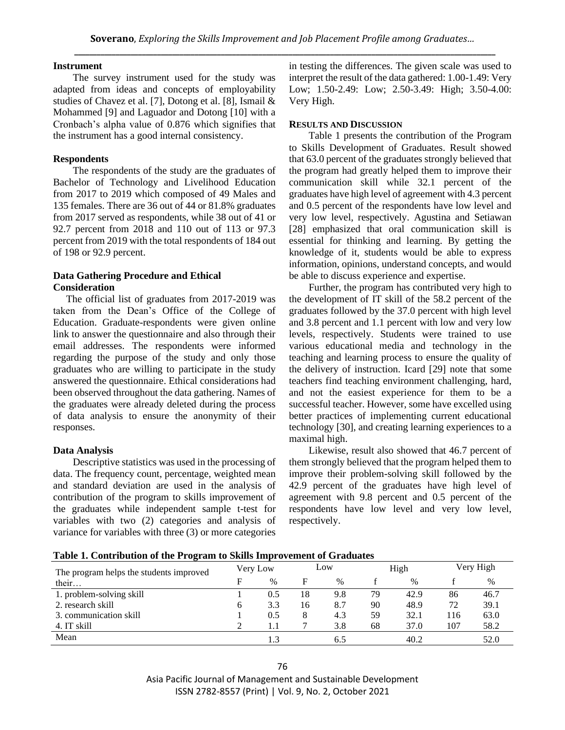### Instrument

The survey instrument used for the study was adapted from ideas and concepts of employability studies of Chavez et al. [7], Dotong et al. [8], Ismail & Mohammed [9] and Laguador and Dotong [10] with a Cronbach's alpha value of 0.876 which signifies that the instrument has a good internal consistency.

### Respondents

The respondents of the study are the graduates of Bachelor of Technology and Livelihood Education from 2017 to 2019 which composed of 49 Males and 135 females. There are 36 out of 44 or 81.8% graduates from 2017 served as respondents, while 38 out of 41 or 92.7 percent from 2018 and 110 out of 113 or 97.3 percent from 2019 with the total respondents of 184 out of 198 or 92.9 percent.

### Data Gathering Procedure and Ethical Consideration

The official list of graduates from 2017-2019 was taken from the Dean's Office of the College of Education. Graduate-respondents were given online link to answer the questionnaire and also through their email addresses. The respondents were informed regarding the purpose of the study and only those graduates who are willing to participate in the study answered the questionnaire. Ethical considerations had been observed throughout the data gathering. Names of the graduates were already deleted during the process of data analysis to ensure the anonymity of their responses.

### Data Analysis

Descriptive statistics was used in the processing of data. The frequency count, percentage, weighted mean and standard deviation are used in the analysis of contribution of the program to skills improvement of the graduates while independent sample t-test for variables with two (2) categories and analysis of variance for variables with three (3) or more categories in testing the differences. The given scale was used to interpret the result of the data gathered: 1.00-1.49: Very Low; 1.50-2.49: Low; 2.50-3.49: High; 3.50-4.00: Very High.

## RESULTS AND DISCUSSION

Table 1 presents the contribution of the Program to Skills Development of Graduates. Result showed that 63.0 percent of the graduates strongly believed that the program had greatly helped them to improve their communication skill while 32.1 percent of the graduates have high level of agreement with 4.3 percent and 0.5 percent of the respondents have low level and very low level, respectively. Agustina and Setiawan [28] emphasized that oral communication skill is essential for thinking and learning. By getting the knowledge of it, students would be able to express information, opinions, understand concepts, and would be able to discuss experience and expertise.

Further, the program has contributed very high to the development of IT skill of the 58.2 percent of the graduates followed by the 37.0 percent with high level and 3.8 percent and 1.1 percent with low and very low levels, respectively. Students were trained to use various educational media and technology in the teaching and learning process to ensure the quality of the delivery of instruction. Icard [29] note that some teachers find teaching environment challenging, hard, and not the easiest experience for them to be a successful teacher. However, some have excelled using better practices of implementing current educational technology [30], and creating learning experiences to a maximal high.

Likewise, result also showed that 46.7 percent of them strongly believed that the program helped them to improve their problem-solving skill followed by the 42.9 percent of the graduates have high level of agreement with 9.8 percent and 0.5 percent of the respondents have low level and very low level, respectively.

**Table 1. Contribution of the Program to Skills Improvement of Graduates**

| The program helps the students improved their… | Very Low | | Low | | High | | Very High | |
|---|---|---|---|---|---|---|---|---|
| | F | % | F | % | f | % | f | % |
| 1. problem-solving skill | 1 | 0.5 | 18 | 9.8 | 79 | 42.9 | 86 | 46.7 |
| 2. research skill | 6 | 3.3 | 16 | 8.7 | 90 | 48.9 | 72 | 39.1 |
| 3. communication skill | 1 | 0.5 | 8 | 4.3 | 59 | 32.1 | 116 | 63.0 |
| 4. IT skill | 2 | 1.1 | 7 | 3.8 | 68 | 37.0 | 107 | 58.2 |
| Mean | | 1.3 | | 6.5 | | 40.2 | | 52.0 |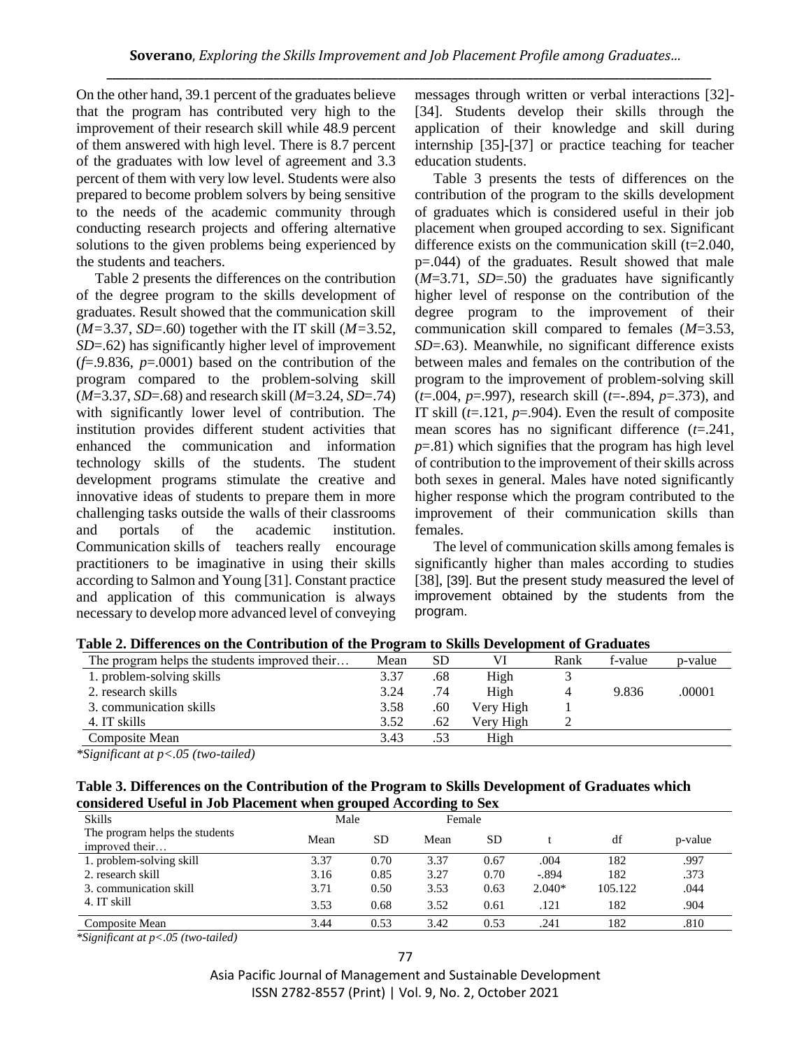On the other hand, 39.1 percent of the graduates believe that the program has contributed very high to the improvement of their research skill while 48.9 percent of them answered with high level. There is 8.7 percent of the graduates with low level of agreement and 3.3 percent of them with very low level. Students were also prepared to become problem solvers by being sensitive to the needs of the academic community through conducting research projects and offering alternative solutions to the given problems being experienced by the students and teachers.

Table 2 presents the differences on the contribution of the degree program to the skills development of graduates. Result showed that the communication skill (*M*=3.37, *SD*=.60) together with the IT skill (*M*=3.52, *SD*=.62) has significantly higher level of improvement (*f*=.9.836, *p*=.0001) based on the contribution of the program compared to the problem-solving skill (*M*=3.37, *SD*=.68) and research skill (*M*=3.24, *SD*=.74) with significantly lower level of contribution. The institution provides different student activities that enhanced the communication and information technology skills of the students. The student development programs stimulate the creative and innovative ideas of students to prepare them in more challenging tasks outside the walls of their classrooms and portals of the academic institution. Communication skills of teachers really encourage practitioners to be imaginative in using their skills according to Salmon and Young [31]. Constant practice and application of this communication is always necessary to develop more advanced level of conveying messages through written or verbal interactions [32]-[34]. Students develop their skills through the application of their knowledge and skill during internship [35]-[37] or practice teaching for teacher education students.

Table 3 presents the tests of differences on the contribution of the program to the skills development of graduates which is considered useful in their job placement when grouped according to sex. Significant difference exists on the communication skill (t=2.040, p=.044) of the graduates. Result showed that male (*M*=3.71, *SD*=.50) the graduates have significantly higher level of response on the contribution of the degree program to the improvement of their communication skill compared to females (*M*=3.53, *SD*=.63). Meanwhile, no significant difference exists between males and females on the contribution of the program to the improvement of problem-solving skill (*t*=.004, *p*=.997), research skill (*t*=-.894, *p*=.373), and IT skill (*t*=.121, *p*=.904). Even the result of composite mean scores has no significant difference (*t*=.241, *p*=.81) which signifies that the program has high level of contribution to the improvement of their skills across both sexes in general. Males have noted significantly higher response which the program contributed to the improvement of their communication skills than females.

The level of communication skills among females is significantly higher than males according to studies [38], [39]. But the present study measured the level of improvement obtained by the students from the program.

**Table 2. Differences on the Contribution of the Program to Skills Development of Graduates**

| The program helps the students improved their… | Mean | SD | VI | Rank | f-value | p-value |
|---|---|---|---|---|---|---|
| 1. problem-solving skills | 3.37 | .68 | High | 3 | | |
| 2. research skills | 3.24 | .74 | High | 4 | 9.836 | .00001 |
| 3. communication skills | 3.58 | .60 | Very High | 1 | | |
| 4. IT skills | 3.52 | .62 | Very High | 2 | | |
| Composite Mean | 3.43 | .53 | High | | | |

*\*Significant at p<.05 (two-tailed)*

**Table 3. Differences on the Contribution of the Program to Skills Development of Graduates which considered Useful in Job Placement when grouped According to Sex**

| Skills | Male | | Female | | | | |
|---|---|---|---|---|---|---|---|
| The program helps the students improved their… | Mean | SD | Mean | SD | t | df | p-value |
| 1. problem-solving skill | 3.37 | 0.70 | 3.37 | 0.67 | .004 | 182 | .997 |
| 2. research skill | 3.16 | 0.85 | 3.27 | 0.70 | -.894 | 182 | .373 |
| 3. communication skill | 3.71 | 0.50 | 3.53 | 0.63 | 2.040* | 105.122 | .044 |
| 4. IT skill | 3.53 | 0.68 | 3.52 | 0.61 | .121 | 182 | .904 |
| Composite Mean | 3.44 | 0.53 | 3.42 | 0.53 | .241 | 182 | .810 |

*\*Significant at p<.05 (two-tailed)*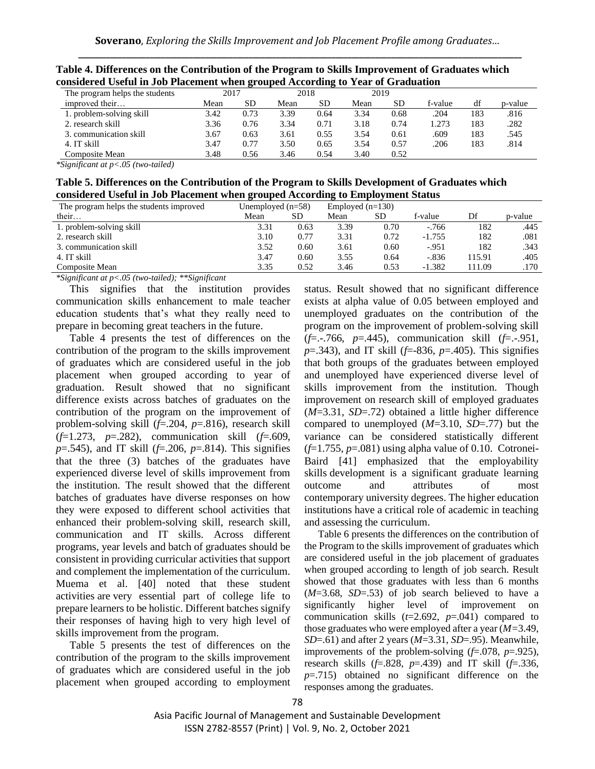**Table 4. Differences on the Contribution of the Program to Skills Improvement of Graduates which considered Useful in Job Placement when grouped According to Year of Graduation**

| The program helps the students | 2017 | | 2018 | | 2019 | | | | |
|---|---|---|---|---|---|---|---|---|---|
| improved their… | Mean | SD | Mean | SD | Mean | SD | f-value | df | p-value |
| 1. problem-solving skill | 3.42 | 0.73 | 3.39 | 0.64 | 3.34 | 0.68 | .204 | 183 | .816 |
| 2. research skill | 3.36 | 0.76 | 3.34 | 0.71 | 3.18 | 0.74 | 1.273 | 183 | .282 |
| 3. communication skill | 3.67 | 0.63 | 3.61 | 0.55 | 3.54 | 0.61 | .609 | 183 | .545 |
| 4. IT skill | 3.47 | 0.77 | 3.50 | 0.65 | 3.54 | 0.57 | .206 | 183 | .814 |
| Composite Mean | 3.48 | 0.56 | 3.46 | 0.54 | 3.40 | 0.52 | | | |

*\*Significant at p<.05 (two-tailed)*

**Table 5. Differences on the Contribution of the Program to Skills Development of Graduates which considered Useful in Job Placement when grouped According to Employment Status**

| The program helps the students improved | Unemployed (n=58) | | Employed (n=130) | | | | |
|---|---|---|---|---|---|---|---|
| their… | Mean | SD | Mean | SD | f-value | Df | p-value |
| 1. problem-solving skill | 3.31 | 0.63 | 3.39 | 0.70 | -.766 | 182 | .445 |
| 2. research skill | 3.10 | 0.77 | 3.31 | 0.72 | -1.755 | 182 | .081 |
| 3. communication skill | 3.52 | 0.60 | 3.61 | 0.60 | -.951 | 182 | .343 |
| 4. IT skill | 3.47 | 0.60 | 3.55 | 0.64 | -.836 | 115.91 | .405 |
| Composite Mean | 3.35 | 0.52 | 3.46 | 0.53 | -1.382 | 111.09 | .170 |

*\*Significant at p<.05 (two-tailed); \*\*Significant*

This signifies that the institution provides communication skills enhancement to male teacher education students that's what they really need to prepare in becoming great teachers in the future.

Table 4 presents the test of differences on the contribution of the program to the skills improvement of graduates which are considered useful in the job placement when grouped according to year of graduation. Result showed that no significant difference exists across batches of graduates on the contribution of the program on the improvement of problem-solving skill ($f$=.204, $p$=.816), research skill ($f$=1.273, $p$=.282), communication skill ($f$=.609, $p$=.545), and IT skill ($f$=.206, $p$=.814). This signifies that the three (3) batches of the graduates have experienced diverse level of skills improvement from the institution. The result showed that the different batches of graduates have diverse responses on how they were exposed to different school activities that enhanced their problem-solving skill, research skill, communication and IT skills. Across different programs, year levels and batch of graduates should be consistent in providing curricular activities that support and complement the implementation of the curriculum. Muema et al. [40] noted that these student activities are very essential part of college life to prepare learners to be holistic. Different batches signify their responses of having high to very high level of skills improvement from the program.

Table 5 presents the test of differences on the contribution of the program to the skills improvement of graduates which are considered useful in the job placement when grouped according to employment status. Result showed that no significant difference exists at alpha value of 0.05 between employed and unemployed graduates on the contribution of the program on the improvement of problem-solving skill ($f$=.-.766, $p$=.445), communication skill ($f$=.-.951, $p$=.343), and IT skill ($f$=-836, $p$=.405). This signifies that both groups of the graduates between employed and unemployed have experienced diverse level of skills improvement from the institution. Though improvement on research skill of employed graduates ($M$=3.31, $SD$=.72) obtained a little higher difference compared to unemployed ($M$=3.10, $SD$=.77) but the variance can be considered statistically different ($f$=1.755, $p$=.081) using alpha value of 0.10. Cotronei-Baird [41] emphasized that the employability skills development is a significant graduate learning outcome and attributes of most contemporary university degrees. The higher education institutions have a critical role of academic in teaching and assessing the curriculum.

Table 6 presents the differences on the contribution of the Program to the skills improvement of graduates which are considered useful in the job placement of graduates when grouped according to length of job search. Result showed that those graduates with less than 6 months ($M$=3.68, $SD$=.53) of job search believed to have a significantly higher level of improvement on communication skills ($t$=2.692, $p$=.041) compared to those graduates who were employed after a year ($M$=3.49, $SD$=.61) and after 2 years ($M$=3.31, $SD$=.95). Meanwhile, improvements of the problem-solving ($f$=.078, $p$=.925), research skills ($f$=.828, $p$=.439) and IT skill ($f$=.336, $p$=.715) obtained no significant difference on the responses among the graduates.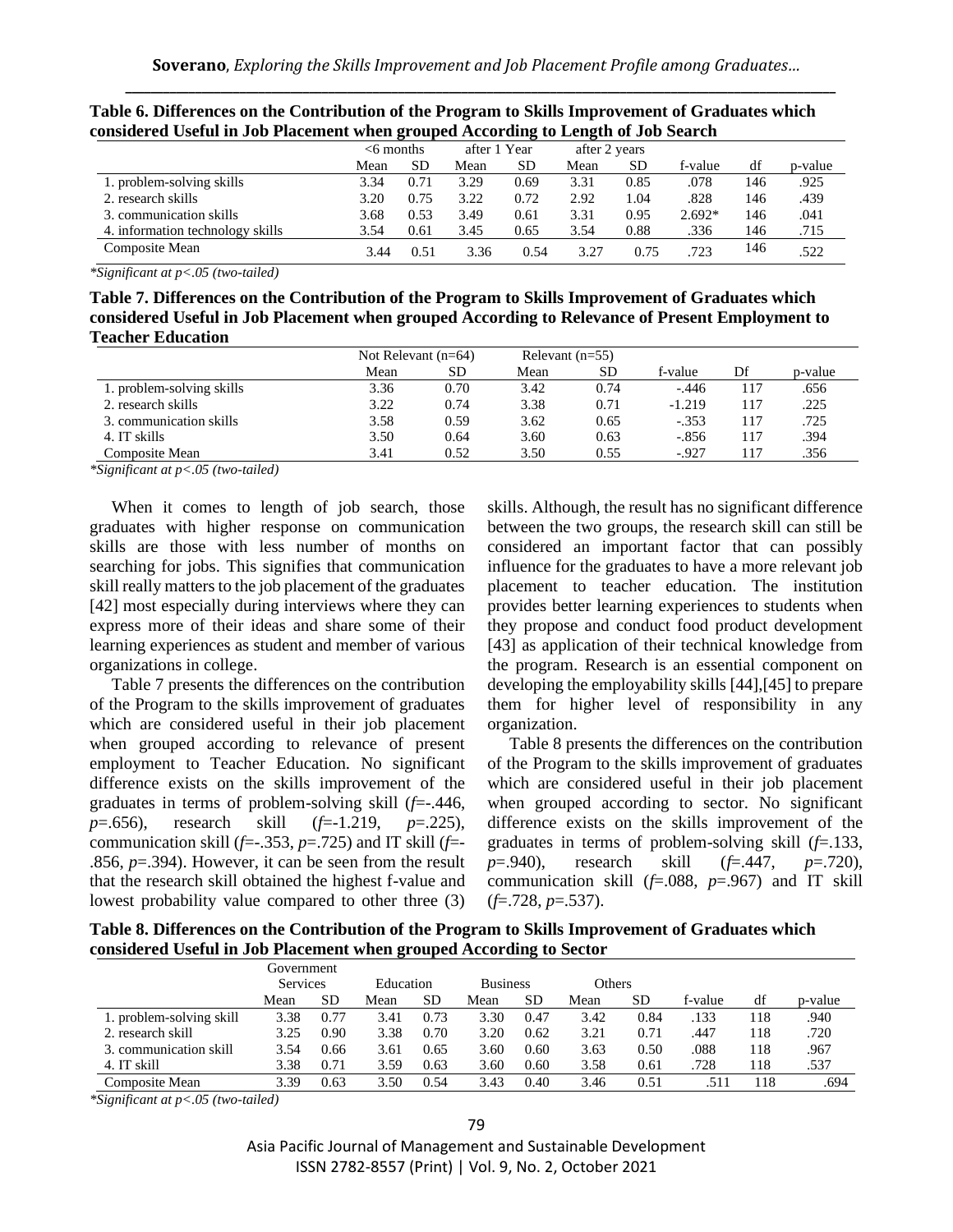**Table 6. Differences on the Contribution of the Program to Skills Improvement of Graduates which considered Useful in Job Placement when grouped According to Length of Job Search**

| | <6 months | | after 1 Year | | after 2 years | | | | |
|---|---|---|---|---|---|---|---|---|---|
| | Mean | SD | Mean | SD | Mean | SD | f-value | df | p-value |
| 1. problem-solving skills | 3.34 | 0.71 | 3.29 | 0.69 | 3.31 | 0.85 | .078 | 146 | .925 |
| 2. research skills | 3.20 | 0.75 | 3.22 | 0.72 | 2.92 | 1.04 | .828 | 146 | .439 |
| 3. communication skills | 3.68 | 0.53 | 3.49 | 0.61 | 3.31 | 0.95 | 2.692* | 146 | .041 |
| 4. information technology skills | 3.54 | 0.61 | 3.45 | 0.65 | 3.54 | 0.88 | .336 | 146 | .715 |
| Composite Mean | 3.44 | 0.51 | 3.36 | 0.54 | 3.27 | 0.75 | .723 | 146 | .522 |

*Significant at p<.05 (two-tailed)*

**Table 7. Differences on the Contribution of the Program to Skills Improvement of Graduates which considered Useful in Job Placement when grouped According to Relevance of Present Employment to Teacher Education**

| | Not Relevant (n=64) | | Relevant (n=55) | | | | |
|---|---|---|---|---|---|---|---|
| | Mean | SD | Mean | SD | f-value | Df | p-value |
| 1. problem-solving skills | 3.36 | 0.70 | 3.42 | 0.74 | -.446 | 117 | .656 |
| 2. research skills | 3.22 | 0.74 | 3.38 | 0.71 | -1.219 | 117 | .225 |
| 3. communication skills | 3.58 | 0.59 | 3.62 | 0.65 | -.353 | 117 | .725 |
| 4. IT skills | 3.50 | 0.64 | 3.60 | 0.63 | -.856 | 117 | .394 |
| Composite Mean | 3.41 | 0.52 | 3.50 | 0.55 | -.927 | 117 | .356 |

*Significant at p<.05 (two-tailed)*

When it comes to length of job search, those graduates with higher response on communication skills are those with less number of months on searching for jobs. This signifies that communication skill really matters to the job placement of the graduates [42] most especially during interviews where they can express more of their ideas and share some of their learning experiences as student and member of various organizations in college.

Table 7 presents the differences on the contribution of the Program to the skills improvement of graduates which are considered useful in their job placement when grouped according to relevance of present employment to Teacher Education. No significant difference exists on the skills improvement of the graduates in terms of problem-solving skill (*f*=-.446, *p*=.656), research skill (*f*=-1.219, *p*=.225), communication skill (*f*=-.353, *p*=.725) and IT skill (*f*=-.856, *p*=.394). However, it can be seen from the result that the research skill obtained the highest f-value and lowest probability value compared to other three (3) skills. Although, the result has no significant difference between the two groups, the research skill can still be considered an important factor that can possibly influence for the graduates to have a more relevant job placement to teacher education. The institution provides better learning experiences to students when they propose and conduct food product development [43] as application of their technical knowledge from the program. Research is an essential component on developing the employability skills [44],[45] to prepare them for higher level of responsibility in any organization.

Table 8 presents the differences on the contribution of the Program to the skills improvement of graduates which are considered useful in their job placement when grouped according to sector. No significant difference exists on the skills improvement of the graduates in terms of problem-solving skill (*f*=.133, *p*=.940), research skill (*f*=.447, *p*=.720), communication skill (*f*=.088, *p*=.967) and IT skill (*f*=.728, *p*=.537).

**Table 8. Differences on the Contribution of the Program to Skills Improvement of Graduates which considered Useful in Job Placement when grouped According to Sector**

| | Government Services | | Education | | Business | | Others | | | | |
|---|---|---|---|---|---|---|---|---|---|---|---|
| | Mean | SD | Mean | SD | Mean | SD | Mean | SD | f-value | df | p-value |
| 1. problem-solving skill | 3.38 | 0.77 | 3.41 | 0.73 | 3.30 | 0.47 | 3.42 | 0.84 | .133 | 118 | .940 |
| 2. research skill | 3.25 | 0.90 | 3.38 | 0.70 | 3.20 | 0.62 | 3.21 | 0.71 | .447 | 118 | .720 |
| 3. communication skill | 3.54 | 0.66 | 3.61 | 0.65 | 3.60 | 0.60 | 3.63 | 0.50 | .088 | 118 | .967 |
| 4. IT skill | 3.38 | 0.71 | 3.59 | 0.63 | 3.60 | 0.60 | 3.58 | 0.61 | .728 | 118 | .537 |
| Composite Mean | 3.39 | 0.63 | 3.50 | 0.54 | 3.43 | 0.40 | 3.46 | 0.51 | .511 | 118 | .694 |

*Significant at p<.05 (two-tailed)*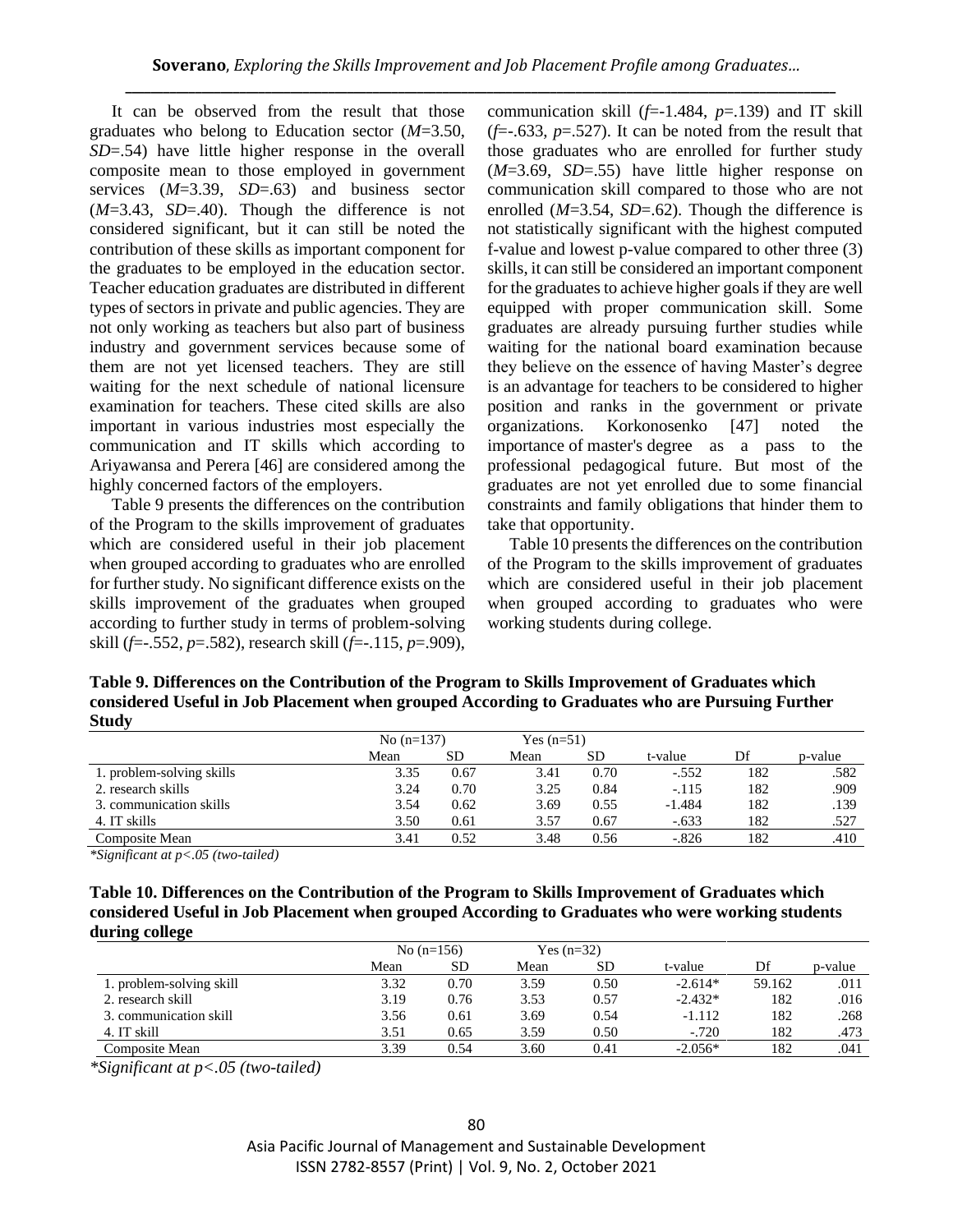It can be observed from the result that those graduates who belong to Education sector (*M*=3.50, *SD*=.54) have little higher response in the overall composite mean to those employed in government services (*M*=3.39, *SD*=.63) and business sector (*M*=3.43, *SD*=.40). Though the difference is not considered significant, but it can still be noted the contribution of these skills as important component for the graduates to be employed in the education sector. Teacher education graduates are distributed in different types of sectors in private and public agencies. They are not only working as teachers but also part of business industry and government services because some of them are not yet licensed teachers. They are still waiting for the next schedule of national licensure examination for teachers. These cited skills are also important in various industries most especially the communication and IT skills which according to Ariyawansa and Perera [46] are considered among the highly concerned factors of the employers.

Table 9 presents the differences on the contribution of the Program to the skills improvement of graduates which are considered useful in their job placement when grouped according to graduates who are enrolled for further study. No significant difference exists on the skills improvement of the graduates when grouped according to further study in terms of problem-solving skill (*f*=-.552, *p*=.582), research skill (*f*=-.115, *p*=.909), communication skill (*f*=-1.484, *p*=.139) and IT skill (*f*=-.633, *p*=.527). It can be noted from the result that those graduates who are enrolled for further study (*M*=3.69, *SD*=.55) have little higher response on communication skill compared to those who are not enrolled (*M*=3.54, *SD*=.62). Though the difference is not statistically significant with the highest computed f-value and lowest p-value compared to other three (3) skills, it can still be considered an important component for the graduates to achieve higher goals if they are well equipped with proper communication skill. Some graduates are already pursuing further studies while waiting for the national board examination because they believe on the essence of having Master's degree is an advantage for teachers to be considered to higher position and ranks in the government or private organizations. Korkonosenko [47] noted the importance of master's degree as a pass to the professional pedagogical future. But most of the graduates are not yet enrolled due to some financial constraints and family obligations that hinder them to take that opportunity.

Table 10 presents the differences on the contribution of the Program to the skills improvement of graduates which are considered useful in their job placement when grouped according to graduates who were working students during college.

**Table 9. Differences on the Contribution of the Program to Skills Improvement of Graduates which considered Useful in Job Placement when grouped According to Graduates who are Pursuing Further Study**

| | No (n=137) | | Yes (n=51) | | | | |
|---|---|---|---|---|---|---|---|
| | Mean | SD | Mean | SD | t-value | Df | p-value |
| 1. problem-solving skills | 3.35 | 0.67 | 3.41 | 0.70 | -.552 | 182 | .582 |
| 2. research skills | 3.24 | 0.70 | 3.25 | 0.84 | -.115 | 182 | .909 |
| 3. communication skills | 3.54 | 0.62 | 3.69 | 0.55 | -1.484 | 182 | .139 |
| 4. IT skills | 3.50 | 0.61 | 3.57 | 0.67 | -.633 | 182 | .527 |
| Composite Mean | 3.41 | 0.52 | 3.48 | 0.56 | -.826 | 182 | .410 |

*\*Significant at p<.05 (two-tailed)*

**Table 10. Differences on the Contribution of the Program to Skills Improvement of Graduates which considered Useful in Job Placement when grouped According to Graduates who were working students during college**

| | No (n=156) | | Yes (n=32) | | | | |
|---|---|---|---|---|---|---|---|
| | Mean | SD | Mean | SD | t-value | Df | p-value |
| 1. problem-solving skill | 3.32 | 0.70 | 3.59 | 0.50 | -2.614* | 59.162 | .011 |
| 2. research skill | 3.19 | 0.76 | 3.53 | 0.57 | -2.432* | 182 | .016 |
| 3. communication skill | 3.56 | 0.61 | 3.69 | 0.54 | -1.112 | 182 | .268 |
| 4. IT skill | 3.51 | 0.65 | 3.59 | 0.50 | -.720 | 182 | .473 |
| Composite Mean | 3.39 | 0.54 | 3.60 | 0.41 | -2.056* | 182 | .041 |

*\*Significant at p<.05 (two-tailed)*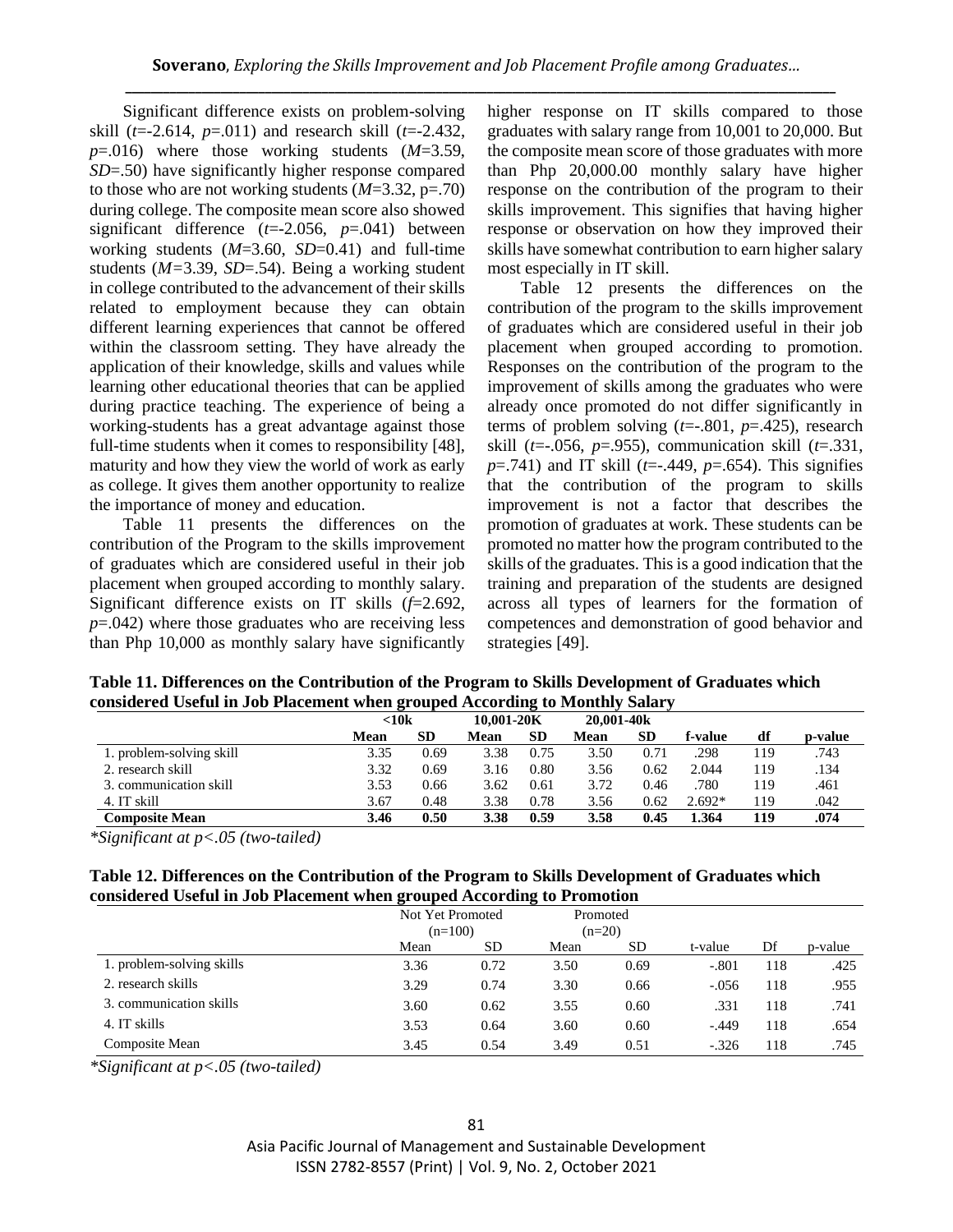Significant difference exists on problem-solving skill ($t$=-2.614, $p$=.011) and research skill ($t$=-2.432, $p$=.016) where those working students ($M$=3.59, $SD$=.50) have significantly higher response compared to those who are not working students ($M$=3.32, p=.70) during college. The composite mean score also showed significant difference ($t$=-2.056, $p$=.041) between working students ($M$=3.60, $SD$=0.41) and full-time students ($M$=3.39, $SD$=.54). Being a working student in college contributed to the advancement of their skills related to employment because they can obtain different learning experiences that cannot be offered within the classroom setting. They have already the application of their knowledge, skills and values while learning other educational theories that can be applied during practice teaching. The experience of being a working-students has a great advantage against those full-time students when it comes to responsibility [48], maturity and how they view the world of work as early as college. It gives them another opportunity to realize the importance of money and education.

Table 11 presents the differences on the contribution of the Program to the skills improvement of graduates which are considered useful in their job placement when grouped according to monthly salary. Significant difference exists on IT skills ($f$=2.692, $p$=.042) where those graduates who are receiving less than Php 10,000 as monthly salary have significantly higher response on IT skills compared to those graduates with salary range from 10,001 to 20,000. But the composite mean score of those graduates with more than Php 20,000.00 monthly salary have higher response on the contribution of the program to their skills improvement. This signifies that having higher response or observation on how they improved their skills have somewhat contribution to earn higher salary most especially in IT skill.

Table 12 presents the differences on the contribution of the program to the skills improvement of graduates which are considered useful in their job placement when grouped according to promotion. Responses on the contribution of the program to the improvement of skills among the graduates who were already once promoted do not differ significantly in terms of problem solving ($t$=-.801, $p$=.425), research skill ($t$=-.056, $p$=.955), communication skill ($t$=.331, $p$=.741) and IT skill ($t$=-.449, $p$=.654). This signifies that the contribution of the program to skills improvement is not a factor that describes the promotion of graduates at work. These students can be promoted no matter how the program contributed to the skills of the graduates. This is a good indication that the training and preparation of the students are designed across all types of learners for the formation of competences and demonstration of good behavior and strategies [49].

**Table 11. Differences on the Contribution of the Program to Skills Development of Graduates which considered Useful in Job Placement when grouped According to Monthly Salary**

| | <10k | | 10,001-20K | | 20,001-40k | | | | |
|---|---|---|---|---|---|---|---|---|---|
| | **Mean** | **SD** | **Mean** | **SD** | **Mean** | **SD** | **f-value** | **df** | **p-value** |
| 1. problem-solving skill | 3.35 | 0.69 | 3.38 | 0.75 | 3.50 | 0.71 | .298 | 119 | .743 |
| 2. research skill | 3.32 | 0.69 | 3.16 | 0.80 | 3.56 | 0.62 | 2.044 | 119 | .134 |
| 3. communication skill | 3.53 | 0.66 | 3.62 | 0.61 | 3.72 | 0.46 | .780 | 119 | .461 |
| 4. IT skill | 3.67 | 0.48 | 3.38 | 0.78 | 3.56 | 0.62 | 2.692* | 119 | .042 |
| **Composite Mean** | **3.46** | **0.50** | **3.38** | **0.59** | **3.58** | **0.45** | **1.364** | **119** | **.074** |

*\*Significant at p<.05 (two-tailed)*

**Table 12. Differences on the Contribution of the Program to Skills Development of Graduates which considered Useful in Job Placement when grouped According to Promotion**

| | Not Yet Promoted (n=100) | | Promoted (n=20) | | | | |
|---|---|---|---|---|---|---|---|
| | Mean | SD | Mean | SD | t-value | Df | p-value |
| 1. problem-solving skills | 3.36 | 0.72 | 3.50 | 0.69 | -.801 | 118 | .425 |
| 2. research skills | 3.29 | 0.74 | 3.30 | 0.66 | -.056 | 118 | .955 |
| 3. communication skills | 3.60 | 0.62 | 3.55 | 0.60 | .331 | 118 | .741 |
| 4. IT skills | 3.53 | 0.64 | 3.60 | 0.60 | -.449 | 118 | .654 |
| Composite Mean | 3.45 | 0.54 | 3.49 | 0.51 | -.326 | 118 | .745 |

*\*Significant at p<.05 (two-tailed)*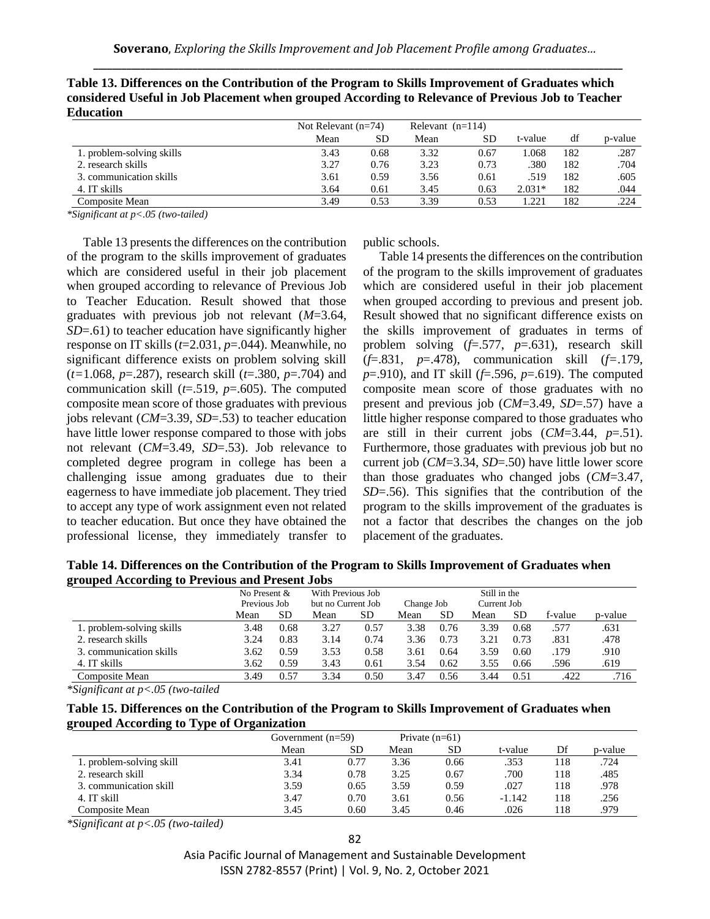**Table 13. Differences on the Contribution of the Program to Skills Improvement of Graduates which considered Useful in Job Placement when grouped According to Relevance of Previous Job to Teacher Education**

| | Not Relevant (n=74) | | Relevant (n=114) | | | | |
|---|---|---|---|---|---|---|---|
| | Mean | SD | Mean | SD | t-value | df | p-value |
| 1. problem-solving skills | 3.43 | 0.68 | 3.32 | 0.67 | 1.068 | 182 | .287 |
| 2. research skills | 3.27 | 0.76 | 3.23 | 0.73 | .380 | 182 | .704 |
| 3. communication skills | 3.61 | 0.59 | 3.56 | 0.61 | .519 | 182 | .605 |
| 4. IT skills | 3.64 | 0.61 | 3.45 | 0.63 | 2.031* | 182 | .044 |
| Composite Mean | 3.49 | 0.53 | 3.39 | 0.53 | 1.221 | 182 | .224 |

*Significant at p<.05 (two-tailed)*

Table 13 presents the differences on the contribution of the program to the skills improvement of graduates which are considered useful in their job placement when grouped according to relevance of Previous Job to Teacher Education. Result showed that those graduates with previous job not relevant (*M*=3.64, *SD*=.61) to teacher education have significantly higher response on IT skills (*t*=2.031, *p*=.044). Meanwhile, no significant difference exists on problem solving skill (*t*=1.068, *p*=.287), research skill (*t*=.380, *p*=.704) and communication skill (*t*=.519, *p*=.605). The computed composite mean score of those graduates with previous jobs relevant (*CM*=3.39, *SD*=.53) to teacher education have little lower response compared to those with jobs not relevant (*CM*=3.49, *SD*=.53). Job relevance to completed degree program in college has been a challenging issue among graduates due to their eagerness to have immediate job placement. They tried to accept any type of work assignment even not related to teacher education. But once they have obtained the professional license, they immediately transfer to public schools.

Table 14 presents the differences on the contribution of the program to the skills improvement of graduates which are considered useful in their job placement when grouped according to previous and present job. Result showed that no significant difference exists on the skills improvement of graduates in terms of problem solving (*f*=.577, *p*=.631), research skill (*f*=.831, *p*=.478), communication skill (*f*=.179, *p*=.910), and IT skill (*f*=.596, *p*=.619). The computed composite mean score of those graduates with no present and previous job (*CM*=3.49, *SD*=.57) have a little higher response compared to those graduates who are still in their current jobs (*CM*=3.44, *p*=.51). Furthermore, those graduates with previous job but no current job (*CM*=3.34, *SD*=.50) have little lower score than those graduates who changed jobs (*CM*=3.47, *SD*=.56). This signifies that the contribution of the program to the skills improvement of the graduates is not a factor that describes the changes on the job placement of the graduates.

**Table 14. Differences on the Contribution of the Program to Skills Improvement of Graduates when grouped According to Previous and Present Jobs**

| | No Present & Previous Job | | With Previous Job but no Current Job | | Change Job | | Still in the Current Job | | | |
|---|---|---|---|---|---|---|---|---|---|---|
| | Mean | SD | Mean | SD | Mean | SD | Mean | SD | f-value | p-value |
| 1. problem-solving skills | 3.48 | 0.68 | 3.27 | 0.57 | 3.38 | 0.76 | 3.39 | 0.68 | .577 | .631 |
| 2. research skills | 3.24 | 0.83 | 3.14 | 0.74 | 3.36 | 0.73 | 3.21 | 0.73 | .831 | .478 |
| 3. communication skills | 3.62 | 0.59 | 3.53 | 0.58 | 3.61 | 0.64 | 3.59 | 0.60 | .179 | .910 |
| 4. IT skills | 3.62 | 0.59 | 3.43 | 0.61 | 3.54 | 0.62 | 3.55 | 0.66 | .596 | .619 |
| Composite Mean | 3.49 | 0.57 | 3.34 | 0.50 | 3.47 | 0.56 | 3.44 | 0.51 | .422 | .716 |

*Significant at p<.05 (two-tailed*

**Table 15. Differences on the Contribution of the Program to Skills Improvement of Graduates when grouped According to Type of Organization**

| | Government (n=59) | | Private (n=61) | | | | |
|---|---|---|---|---|---|---|---|
| | Mean | SD | Mean | SD | t-value | Df | p-value |
| 1. problem-solving skill | 3.41 | 0.77 | 3.36 | 0.66 | .353 | 118 | .724 |
| 2. research skill | 3.34 | 0.78 | 3.25 | 0.67 | .700 | 118 | .485 |
| 3. communication skill | 3.59 | 0.65 | 3.59 | 0.59 | .027 | 118 | .978 |
| 4. IT skill | 3.47 | 0.70 | 3.61 | 0.56 | -1.142 | 118 | .256 |
| Composite Mean | 3.45 | 0.60 | 3.45 | 0.46 | .026 | 118 | .979 |

*Significant at p<.05 (two-tailed)*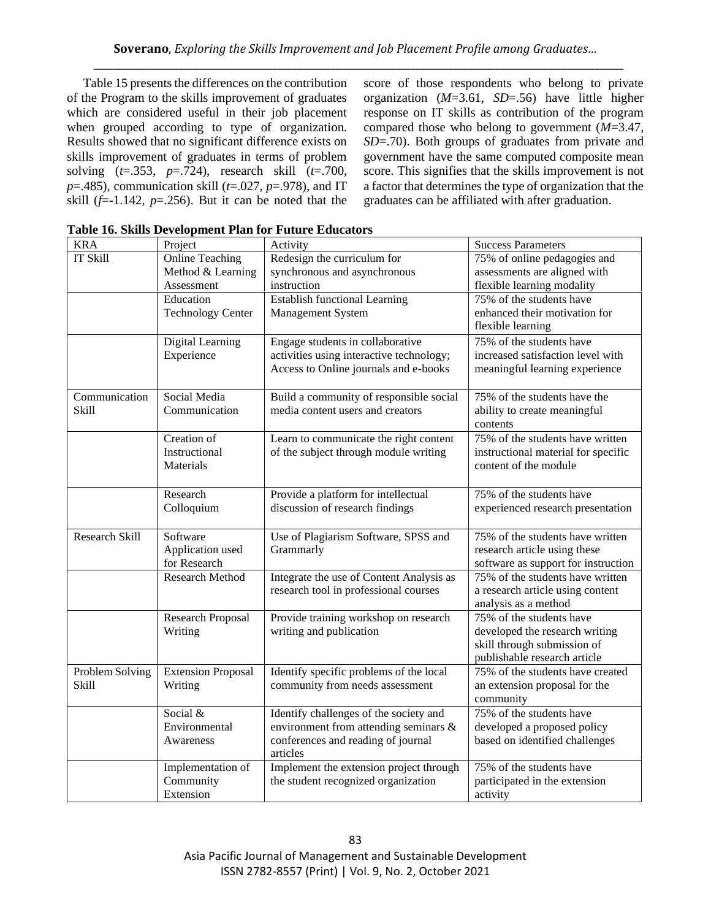Table 15 presents the differences on the contribution of the Program to the skills improvement of graduates which are considered useful in their job placement when grouped according to type of organization. Results showed that no significant difference exists on skills improvement of graduates in terms of problem solving ($t$=.353, $p$=.724), research skill ($t$=.700, $p$=.485), communication skill ($t$=.027, $p$=.978), and IT skill ($f$=-1.142, $p$=.256). But it can be noted that the score of those respondents who belong to private organization ($M$=3.61, $SD$=.56) have little higher response on IT skills as contribution of the program compared those who belong to government ($M$=3.47, $SD$=.70). Both groups of graduates from private and government have the same computed composite mean score. This signifies that the skills improvement is not a factor that determines the type of organization that the graduates can be affiliated with after graduation.

**Table 16. Skills Development Plan for Future Educators**

| KRA | Project | Activity | Success Parameters |
|---|---|---|---|
| IT Skill | Online Teaching Method & Learning Assessment | Redesign the curriculum for synchronous and asynchronous instruction | 75% of online pedagogies and assessments are aligned with flexible learning modality |
| | Education Technology Center | Establish functional Learning Management System | 75% of the students have enhanced their motivation for flexible learning |
| | Digital Learning Experience | Engage students in collaborative activities using interactive technology; Access to Online journals and e-books | 75% of the students have increased satisfaction level with meaningful learning experience |
| Communication Skill | Social Media Communication | Build a community of responsible social media content users and creators | 75% of the students have the ability to create meaningful contents |
| | Creation of Instructional Materials | Learn to communicate the right content of the subject through module writing | 75% of the students have written instructional material for specific content of the module |
| | Research Colloquium | Provide a platform for intellectual discussion of research findings | 75% of the students have experienced research presentation |
| Research Skill | Software Application used for Research | Use of Plagiarism Software, SPSS and Grammarly | 75% of the students have written research article using these software as support for instruction |
| | Research Method | Integrate the use of Content Analysis as research tool in professional courses | 75% of the students have written a research article using content analysis as a method |
| | Research Proposal Writing | Provide training workshop on research writing and publication | 75% of the students have developed the research writing skill through submission of publishable research article |
| Problem Solving Skill | Extension Proposal Writing | Identify specific problems of the local community from needs assessment | 75% of the students have created an extension proposal for the community |
| | Social & Environmental Awareness | Identify challenges of the society and environment from attending seminars & conferences and reading of journal articles | 75% of the students have developed a proposed policy based on identified challenges |
| | Implementation of Community Extension | Implement the extension project through the student recognized organization | 75% of the students have participated in the extension activity |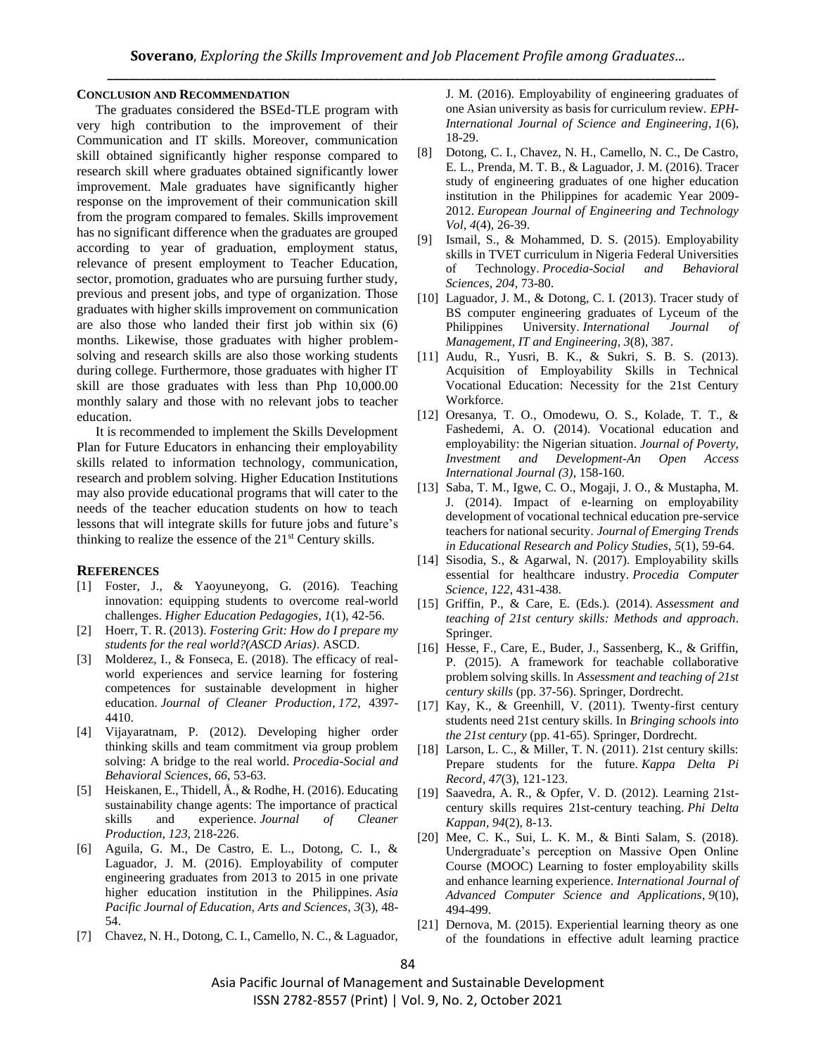## CONCLUSION AND RECOMMENDATION

The graduates considered the BSEd-TLE program with very high contribution to the improvement of their Communication and IT skills. Moreover, communication skill obtained significantly higher response compared to research skill where graduates obtained significantly lower improvement. Male graduates have significantly higher response on the improvement of their communication skill from the program compared to females. Skills improvement has no significant difference when the graduates are grouped according to year of graduation, employment status, relevance of present employment to Teacher Education, sector, promotion, graduates who are pursuing further study, previous and present jobs, and type of organization. Those graduates with higher skills improvement on communication are also those who landed their first job within six (6) months. Likewise, those graduates with higher problem-solving and research skills are also those working students during college. Furthermore, those graduates with higher IT skill are those graduates with less than Php 10,000.00 monthly salary and those with no relevant jobs to teacher education.

It is recommended to implement the Skills Development Plan for Future Educators in enhancing their employability skills related to information technology, communication, research and problem solving. Higher Education Institutions may also provide educational programs that will cater to the needs of the teacher education students on how to teach lessons that will integrate skills for future jobs and future's thinking to realize the essence of the 21st Century skills.

## REFERENCES

[1] Foster, J., & Yaoyuneyong, G. (2016). Teaching innovation: equipping students to overcome real-world challenges. *Higher Education Pedagogies*, *1*(1), 42-56.

[2] Hoerr, T. R. (2013). *Fostering Grit: How do I prepare my students for the real world?(ASCD Arias)*. ASCD.

[3] Molderez, I., & Fonseca, E. (2018). The efficacy of real-world experiences and service learning for fostering competences for sustainable development in higher education. *Journal of Cleaner Production*, *172*, 4397-4410.

[4] Vijayaratnam, P. (2012). Developing higher order thinking skills and team commitment via group problem solving: A bridge to the real world. *Procedia-Social and Behavioral Sciences*, *66*, 53-63.

[5] Heiskanen, E., Thidell, Å., & Rodhe, H. (2016). Educating sustainability change agents: The importance of practical skills and experience. *Journal of Cleaner Production*, *123*, 218-226.

[6] Aguila, G. M., De Castro, E. L., Dotong, C. I., & Laguador, J. M. (2016). Employability of computer engineering graduates from 2013 to 2015 in one private higher education institution in the Philippines. *Asia Pacific Journal of Education, Arts and Sciences*, *3*(3), 48-54.

[7] Chavez, N. H., Dotong, C. I., Camello, N. C., & Laguador, J. M. (2016). Employability of engineering graduates of one Asian university as basis for curriculum review. *EPH-International Journal of Science and Engineering*, *1*(6), 18-29.

[8] Dotong, C. I., Chavez, N. H., Camello, N. C., De Castro, E. L., Prenda, M. T. B., & Laguador, J. M. (2016). Tracer study of engineering graduates of one higher education institution in the Philippines for academic Year 2009-2012. *European Journal of Engineering and Technology Vol*, *4*(4), 26-39.

[9] Ismail, S., & Mohammed, D. S. (2015). Employability skills in TVET curriculum in Nigeria Federal Universities of Technology. *Procedia-Social and Behavioral Sciences*, *204*, 73-80.

[10] Laguador, J. M., & Dotong, C. I. (2013). Tracer study of BS computer engineering graduates of Lyceum of the Philippines University. *International Journal of Management, IT and Engineering*, *3*(8), 387.

[11] Audu, R., Yusri, B. K., & Sukri, S. B. S. (2013). Acquisition of Employability Skills in Technical Vocational Education: Necessity for the 21st Century Workforce.

[12] Oresanya, T. O., Omodewu, O. S., Kolade, T. T., & Fashedemi, A. O. (2014). Vocational education and employability: the Nigerian situation. *Journal of Poverty, Investment and Development-An Open Access International Journal (3)*, 158-160.

[13] Saba, T. M., Igwe, C. O., Mogaji, J. O., & Mustapha, M. J. (2014). Impact of e-learning on employability development of vocational technical education pre-service teachers for national security. *Journal of Emerging Trends in Educational Research and Policy Studies*, *5*(1), 59-64.

[14] Sisodia, S., & Agarwal, N. (2017). Employability skills essential for healthcare industry. *Procedia Computer Science*, *122*, 431-438.

[15] Griffin, P., & Care, E. (Eds.). (2014). *Assessment and teaching of 21st century skills: Methods and approach*. Springer.

[16] Hesse, F., Care, E., Buder, J., Sassenberg, K., & Griffin, P. (2015). A framework for teachable collaborative problem solving skills. In *Assessment and teaching of 21st century skills* (pp. 37-56). Springer, Dordrecht.

[17] Kay, K., & Greenhill, V. (2011). Twenty-first century students need 21st century skills. In *Bringing schools into the 21st century* (pp. 41-65). Springer, Dordrecht.

[18] Larson, L. C., & Miller, T. N. (2011). 21st century skills: Prepare students for the future. *Kappa Delta Pi Record*, *47*(3), 121-123.

[19] Saavedra, A. R., & Opfer, V. D. (2012). Learning 21st-century skills requires 21st-century teaching. *Phi Delta Kappan*, *94*(2), 8-13.

[20] Mee, C. K., Sui, L. K. M., & Binti Salam, S. (2018). Undergraduate's perception on Massive Open Online Course (MOOC) Learning to foster employability skills and enhance learning experience. *International Journal of Advanced Computer Science and Applications*, *9*(10), 494-499.

[21] Dernova, M. (2015). Experiential learning theory as one of the foundations in effective adult learning practice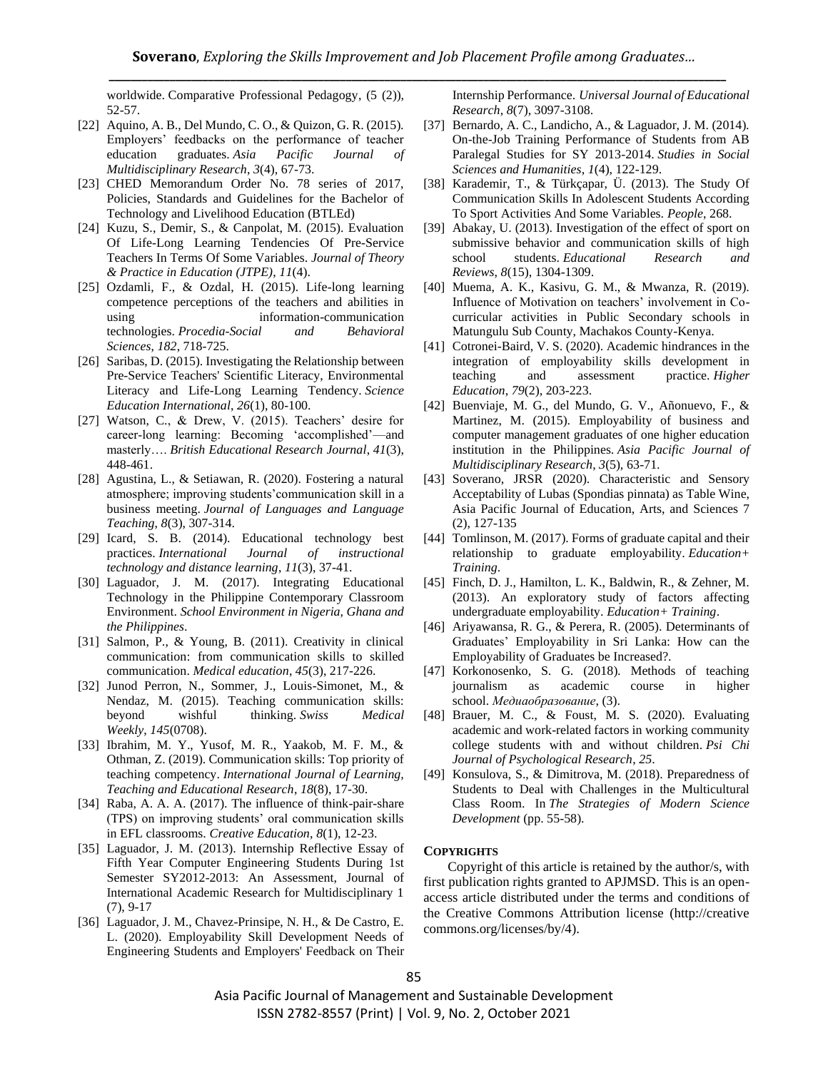worldwide. Comparative Professional Pedagogy, (5 (2)), 52-57.

[22] Aquino, A. B., Del Mundo, C. O., & Quizon, G. R. (2015). Employers' feedbacks on the performance of teacher education graduates. *Asia Pacific Journal of Multidisciplinary Research*, *3*(4), 67-73.

[23] CHED Memorandum Order No. 78 series of 2017, Policies, Standards and Guidelines for the Bachelor of Technology and Livelihood Education (BTLEd)

[24] Kuzu, S., Demir, S., & Canpolat, M. (2015). Evaluation Of Life-Long Learning Tendencies Of Pre-Service Teachers In Terms Of Some Variables. *Journal of Theory & Practice in Education (JTPE)*, *11*(4).

[25] Ozdamli, F., & Ozdal, H. (2015). Life-long learning competence perceptions of the teachers and abilities in using information-communication technologies. *Procedia-Social and Behavioral Sciences*, *182*, 718-725.

[26] Saribas, D. (2015). Investigating the Relationship between Pre-Service Teachers' Scientific Literacy, Environmental Literacy and Life-Long Learning Tendency. *Science Education International*, *26*(1), 80-100.

[27] Watson, C., & Drew, V. (2015). Teachers' desire for career-long learning: Becoming 'accomplished'—and masterly…. *British Educational Research Journal*, *41*(3), 448-461.

[28] Agustina, L., & Setiawan, R. (2020). Fostering a natural atmosphere; improving students'communication skill in a business meeting. *Journal of Languages and Language Teaching*, *8*(3), 307-314.

[29] Icard, S. B. (2014). Educational technology best practices. *International Journal of instructional technology and distance learning*, *11*(3), 37-41.

[30] Laguador, J. M. (2017). Integrating Educational Technology in the Philippine Contemporary Classroom Environment. *School Environment in Nigeria, Ghana and the Philippines*.

[31] Salmon, P., & Young, B. (2011). Creativity in clinical communication: from communication skills to skilled communication. *Medical education*, *45*(3), 217-226.

[32] Junod Perron, N., Sommer, J., Louis-Simonet, M., & Nendaz, M. (2015). Teaching communication skills: beyond wishful thinking. *Swiss Medical Weekly*, *145*(0708).

[33] Ibrahim, M. Y., Yusof, M. R., Yaakob, M. F. M., & Othman, Z. (2019). Communication skills: Top priority of teaching competency. *International Journal of Learning, Teaching and Educational Research*, *18*(8), 17-30.

[34] Raba, A. A. A. (2017). The influence of think-pair-share (TPS) on improving students' oral communication skills in EFL classrooms. *Creative Education*, *8*(1), 12-23.

[35] Laguador, J. M. (2013). Internship Reflective Essay of Fifth Year Computer Engineering Students During 1st Semester SY2012-2013: An Assessment, Journal of International Academic Research for Multidisciplinary 1 (7), 9-17

[36] Laguador, J. M., Chavez-Prinsipe, N. H., & De Castro, E. L. (2020). Employability Skill Development Needs of Engineering Students and Employers' Feedback on Their Internship Performance. *Universal Journal of Educational Research*, *8*(7), 3097-3108.

[37] Bernardo, A. C., Landicho, A., & Laguador, J. M. (2014). On-the-Job Training Performance of Students from AB Paralegal Studies for SY 2013-2014. *Studies in Social Sciences and Humanities*, *1*(4), 122-129.

[38] Karademir, T., & Türkçapar, Ü. (2013). The Study Of Communication Skills In Adolescent Students According To Sport Activities And Some Variables. *People*, 268.

[39] Abakay, U. (2013). Investigation of the effect of sport on submissive behavior and communication skills of high school students. *Educational Research and Reviews*, *8*(15), 1304-1309.

[40] Muema, A. K., Kasivu, G. M., & Mwanza, R. (2019). Influence of Motivation on teachers' involvement in Co-curricular activities in Public Secondary schools in Matungulu Sub County, Machakos County-Kenya.

[41] Cotronei-Baird, V. S. (2020). Academic hindrances in the integration of employability skills development in teaching and assessment practice. *Higher Education*, *79*(2), 203-223.

[42] Buenviaje, M. G., del Mundo, G. V., Añonuevo, F., & Martinez, M. (2015). Employability of business and computer management graduates of one higher education institution in the Philippines. *Asia Pacific Journal of Multidisciplinary Research*, *3*(5), 63-71.

[43] Soverano, JRSR (2020). Characteristic and Sensory Acceptability of Lubas (Spondias pinnata) as Table Wine, Asia Pacific Journal of Education, Arts, and Sciences 7 (2), 127-135

[44] Tomlinson, M. (2017). Forms of graduate capital and their relationship to graduate employability. *Education+ Training*.

[45] Finch, D. J., Hamilton, L. K., Baldwin, R., & Zehner, M. (2013). An exploratory study of factors affecting undergraduate employability. *Education+ Training*.

[46] Ariyawansa, R. G., & Perera, R. (2005). Determinants of Graduates' Employability in Sri Lanka: How can the Employability of Graduates be Increased?.

[47] Korkonosenko, S. G. (2018). Methods of teaching journalism as academic course in higher school. *Медиаобразование*, (3).

[48] Brauer, M. C., & Foust, M. S. (2020). Evaluating academic and work-related factors in working community college students with and without children. *Psi Chi Journal of Psychological Research*, *25*.

[49] Konsulova, S., & Dimitrova, M. (2018). Preparedness of Students to Deal with Challenges in the Multicultural Class Room. In *The Strategies of Modern Science Development* (pp. 55-58).

## COPYRIGHTS

Copyright of this article is retained by the author/s, with first publication rights granted to APJMSD. This is an open-access article distributed under the terms and conditions of the Creative Commons Attribution license (http://creative commons.org/licenses/by/4).